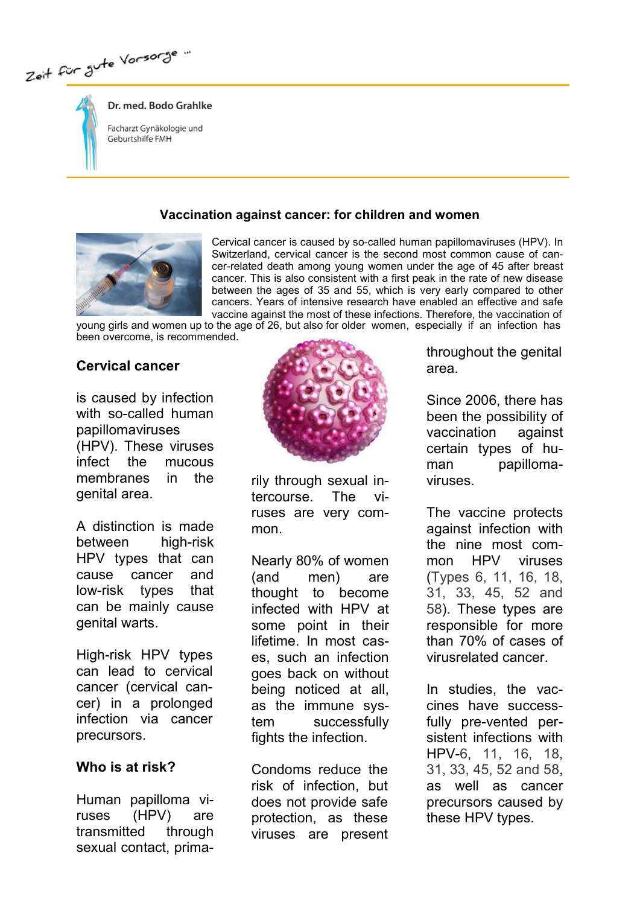Zeit für gute Vorsorge ...

Dr. med. Bodo Grahlke

Facharzt Gynäkologie und Geburtshilfe FMH

## Vaccination against cancer: for children and women

Cervical cancer is caused by so-called human papillomaviruses (HPV). In Switzerland, cervical cancer is the second most common cause of cancer-related death among young women under the age of 45 after breast cancer. This is also consistent with a first peak in the rate of new disease between the ages of 35 and 55, which is very early compared to other cancers. Years of intensive research have enabled an effective and safe vaccine against the most of these infections. Therefore, the vaccination of young girls and women up to the age of 26, but also for older women, especially if an infection has been overcome, is recommended.

### Cervical cancer

is caused by infection with so-called human papillomaviruses (HPV). These viruses infect the mucous membranes in the genital area.

A distinction is made between high-risk HPV types that can cause cancer and low-risk types that can be mainly cause genital warts.

High-risk HPV types can lead to cervical cancer (cervical cancer) in a prolonged infection via cancer precursors.

### Who is at risk?

Human papilloma viruses (HPV) are transmitted through sexual contact, primarily through sexual intercourse. The viruses are very common.

Nearly 80% of women (and men) are thought to become infected with HPV at some point in their lifetime. In most cases, such an infection goes back on without being noticed at all, as the immune system successfully fights the infection.

Condoms reduce the risk of infection, but does not provide safe protection, as these viruses are present throughout the genital area.

Since 2006, there has been the possibility of vaccination against certain types of human papillomaviruses.

The vaccine protects against infection with the nine most common HPV viruses (Types 6, 11, 16, 18, 31, 33, 45, 52 and 58). These types are responsible for more than 70% of cases of virusrelated cancer.

In studies, the vaccines have successfully pre-vented persistent infections with HPV-6, 11, 16, 18, 31, 33, 45, 52 and 58, as well as cancer precursors caused by these HPV types.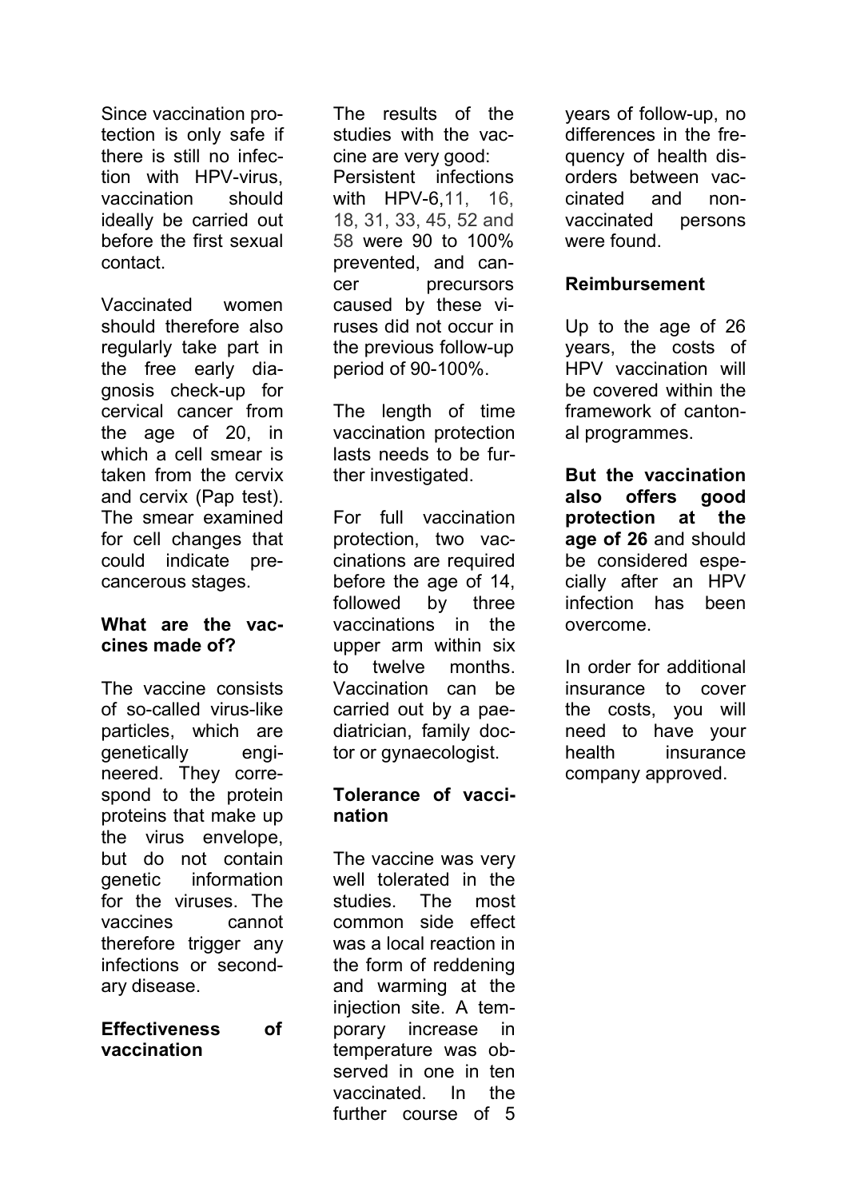Since vaccination protection is only safe if there is still no infection with HPV-virus, vaccination should ideally be carried out before the first sexual contact.

Vaccinated women should therefore also regularly take part in the free early diagnosis check-up for cervical cancer from the age of 20, in which a cell smear is taken from the cervix and cervix (Pap test). The smear examined for cell changes that could indicate precancerous stages.

**What are the vaccines made of?**

The vaccine consists of so-called virus-like particles, which are genetically engineered. They correspond to the protein proteins that make up the virus envelope, but do not contain genetic information for the viruses. The vaccines cannot therefore trigger any infections or secondary disease.

**Effectiveness of vaccination**

The results of the studies with the vaccine are very good: Persistent infections with HPV-6,11, 16, 18, 31, 33, 45, 52 and 58 were 90 to 100% prevented, and cancer precursors caused by these viruses did not occur in the previous follow-up period of 90-100%.

The length of time vaccination protection lasts needs to be further investigated.

For full vaccination protection, two vaccinations are required before the age of 14, followed by three vaccinations in the upper arm within six to twelve months. Vaccination can be carried out by a paediatrician, family doctor or gynaecologist.

**Tolerance of vaccination**

The vaccine was very well tolerated in the studies. The most common side effect was a local reaction in the form of reddening and warming at the injection site. A temporary increase in temperature was observed in one in ten vaccinated. In the further course of 5 years of follow-up, no differences in the frequency of health disorders between vaccinated and non-vaccinated persons were found.

**Reimbursement**

Up to the age of 26 years, the costs of HPV vaccination will be covered within the framework of cantonal programmes.

**But the vaccination also offers good protection at the age of 26** and should be considered especially after an HPV infection has been overcome.

In order for additional insurance to cover the costs, you will need to have your health insurance company approved.